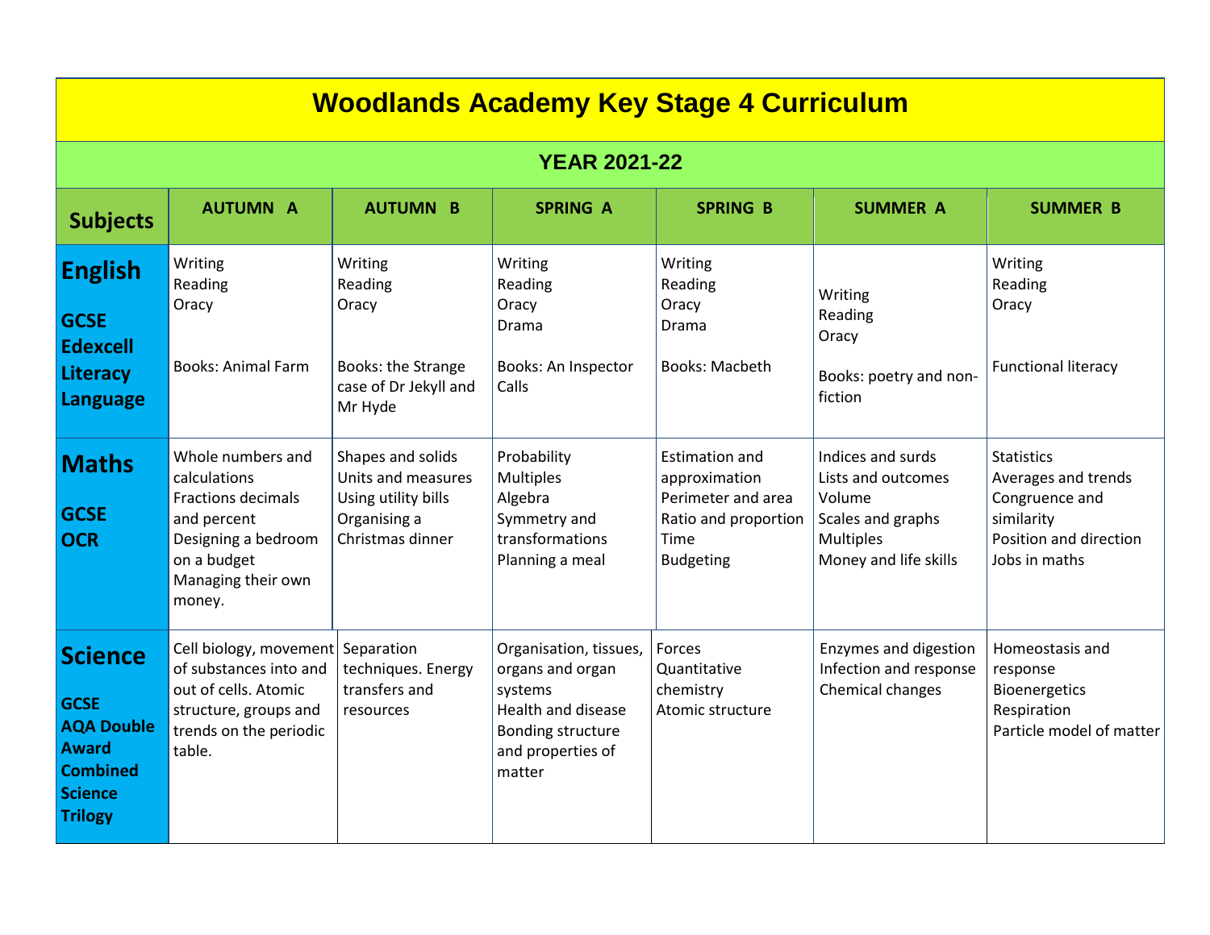# Woodlands Academy Key Stage 4 Curriculum

## YEAR 2021-22

| Subjects | AUTUMN A | AUTUMN B | SPRING A | SPRING B | SUMMER A | SUMMER B |
|---|---|---|---|---|---|---|
| **English**<br><br>**GCSE Edexcell Literacy Language** | Writing<br>Reading<br>Oracy<br><br>Books: Animal Farm | Writing<br>Reading<br>Oracy<br><br>Books: the Strange case of Dr Jekyll and Mr Hyde | Writing<br>Reading<br>Oracy<br>Drama<br><br>Books: An Inspector Calls | Writing<br>Reading<br>Oracy<br>Drama<br><br>Books: Macbeth | Writing<br>Reading<br>Oracy<br><br>Books: poetry and non-fiction | Writing<br>Reading<br>Oracy<br><br>Functional literacy |
| **Maths**<br><br>**GCSE OCR** | Whole numbers and calculations<br>Fractions decimals and percent<br>Designing a bedroom on a budget<br>Managing their own money. | Shapes and solids<br>Units and measures<br>Using utility bills<br>Organising a Christmas dinner | Probability<br>Multiples<br>Algebra<br>Symmetry and transformations<br>Planning a meal | Estimation and approximation<br>Perimeter and area<br>Ratio and proportion<br>Time<br>Budgeting | Indices and surds<br>Lists and outcomes<br>Volume<br>Scales and graphs<br>Multiples<br>Money and life skills | Statistics<br>Averages and trends<br>Congruence and similarity<br>Position and direction<br>Jobs in maths |
| **Science**<br><br>**GCSE AQA Double Award Combined Science Trilogy** | Cell biology, movement of substances into and out of cells. Atomic structure, groups and trends on the periodic table. | Separation techniques. Energy transfers and resources | Organisation, tissues, organs and organ systems<br>Health and disease<br>Bonding structure and properties of matter | Forces<br>Quantitative chemistry<br>Atomic structure | Enzymes and digestion<br>Infection and response<br>Chemical changes | Homeostasis and response<br>Bioenergetics<br>Respiration<br>Particle model of matter |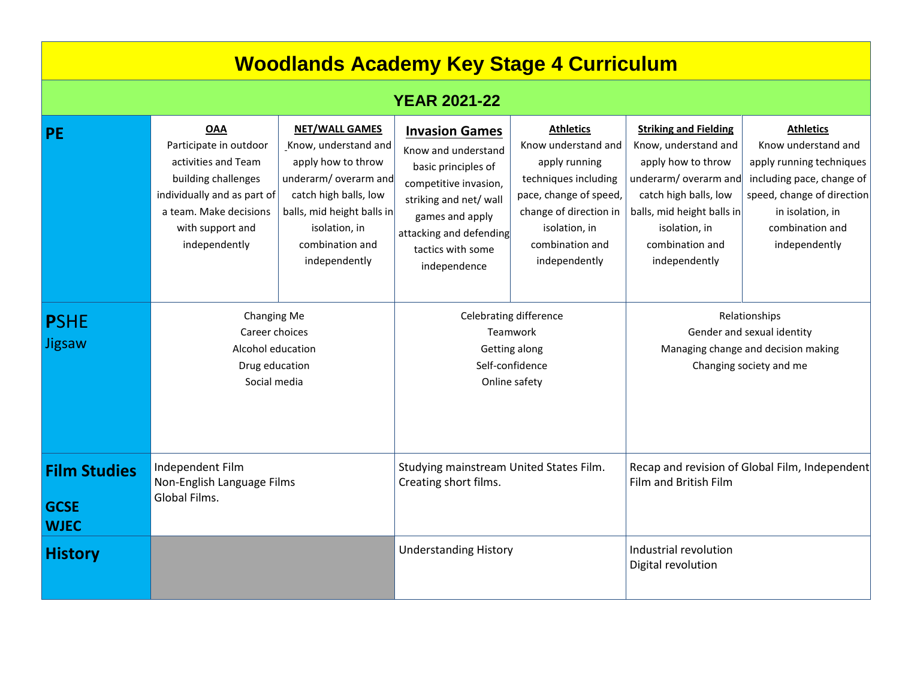# Woodlands Academy Key Stage 4 Curriculum

## YEAR 2021-22

| | | | | | | |
|---|---|---|---|---|---|---|
| **PE** | **OAA** Participate in outdoor activities and Team building challenges individually and as part of a team. Make decisions with support and independently | **NET/WALL GAMES** Know, understand and apply how to throw underarm/ overarm and catch high balls, low balls, mid height balls in isolation, in combination and independently | **Invasion Games** Know and understand basic principles of competitive invasion, striking and net/ wall games and apply attacking and defending tactics with some independence | **Athletics** Know understand and apply running techniques including pace, change of speed, change of direction in isolation, in combination and independently | **Striking and Fielding** Know, understand and apply how to throw underarm/ overarm and catch high balls, low balls, mid height balls in isolation, in combination and independently | **Athletics** Know understand and apply running techniques including pace, change of speed, change of direction in isolation, in combination and independently |
| **P**SHE Jigsaw | Changing Me<br>Career choices<br>Alcohol education<br>Drug education<br>Social media | | Celebrating difference<br>Teamwork<br>Getting along<br>Self-confidence<br>Online safety | | Relationships<br>Gender and sexual identity<br>Managing change and decision making<br>Changing society and me | |
| **Film Studies** **GCSE WJEC** | Independent Film<br>Non-English Language Films<br>Global Films. | | Studying mainstream United States Film.<br>Creating short films. | | Recap and revision of Global Film, Independent Film and British Film | |
| **History** | | | Understanding History | | Industrial revolution<br>Digital revolution | |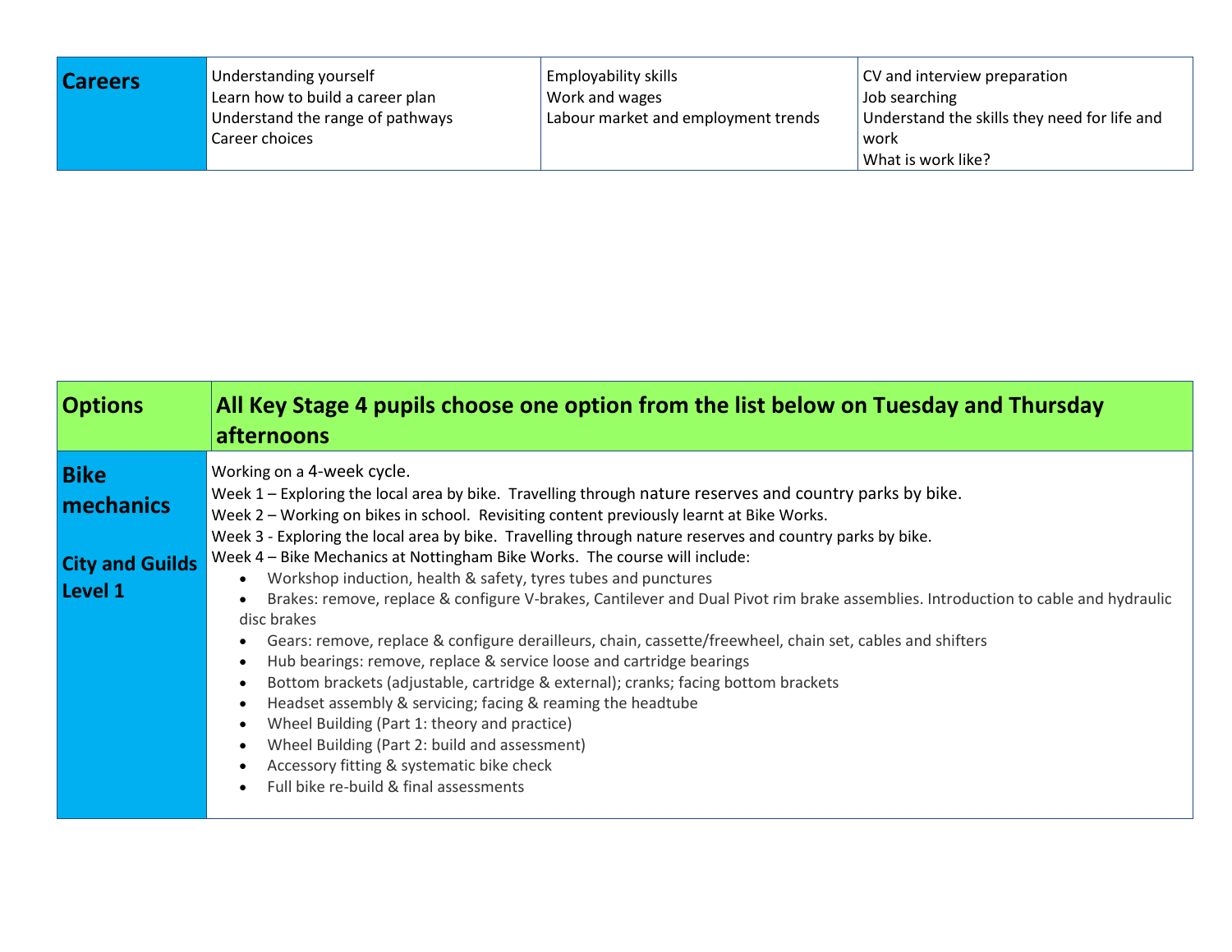| Careers | Understanding yourself<br>Learn how to build a career plan<br>Understand the range of pathways<br>Career choices | Employability skills<br>Work and wages<br>Labour market and employment trends | CV and interview preparation<br>Job searching<br>Understand the skills they need for life and work<br>What is work like? |
|---|---|---|---|

| **Options** | **All Key Stage 4 pupils choose one option from the list below on Tuesday and Thursday afternoons** |
|---|---|
| **Bike mechanics**<br><br>**City and Guilds Level 1** | Working on a 4-week cycle.<br>Week 1 – Exploring the local area by bike. Travelling through nature reserves and country parks by bike.<br>Week 2 – Working on bikes in school. Revisiting content previously learnt at Bike Works.<br>Week 3 - Exploring the local area by bike. Travelling through nature reserves and country parks by bike.<br>Week 4 – Bike Mechanics at Nottingham Bike Works. The course will include:<br>• Workshop induction, health & safety, tyres tubes and punctures<br>• Brakes: remove, replace & configure V-brakes, Cantilever and Dual Pivot rim brake assemblies. Introduction to cable and hydraulic disc brakes<br>• Gears: remove, replace & configure derailleurs, chain, cassette/freewheel, chain set, cables and shifters<br>• Hub bearings: remove, replace & service loose and cartridge bearings<br>• Bottom brackets (adjustable, cartridge & external); cranks; facing bottom brackets<br>• Headset assembly & servicing; facing & reaming the headtube<br>• Wheel Building (Part 1: theory and practice)<br>• Wheel Building (Part 2: build and assessment)<br>• Accessory fitting & systematic bike check<br>• Full bike re-build & final assessments |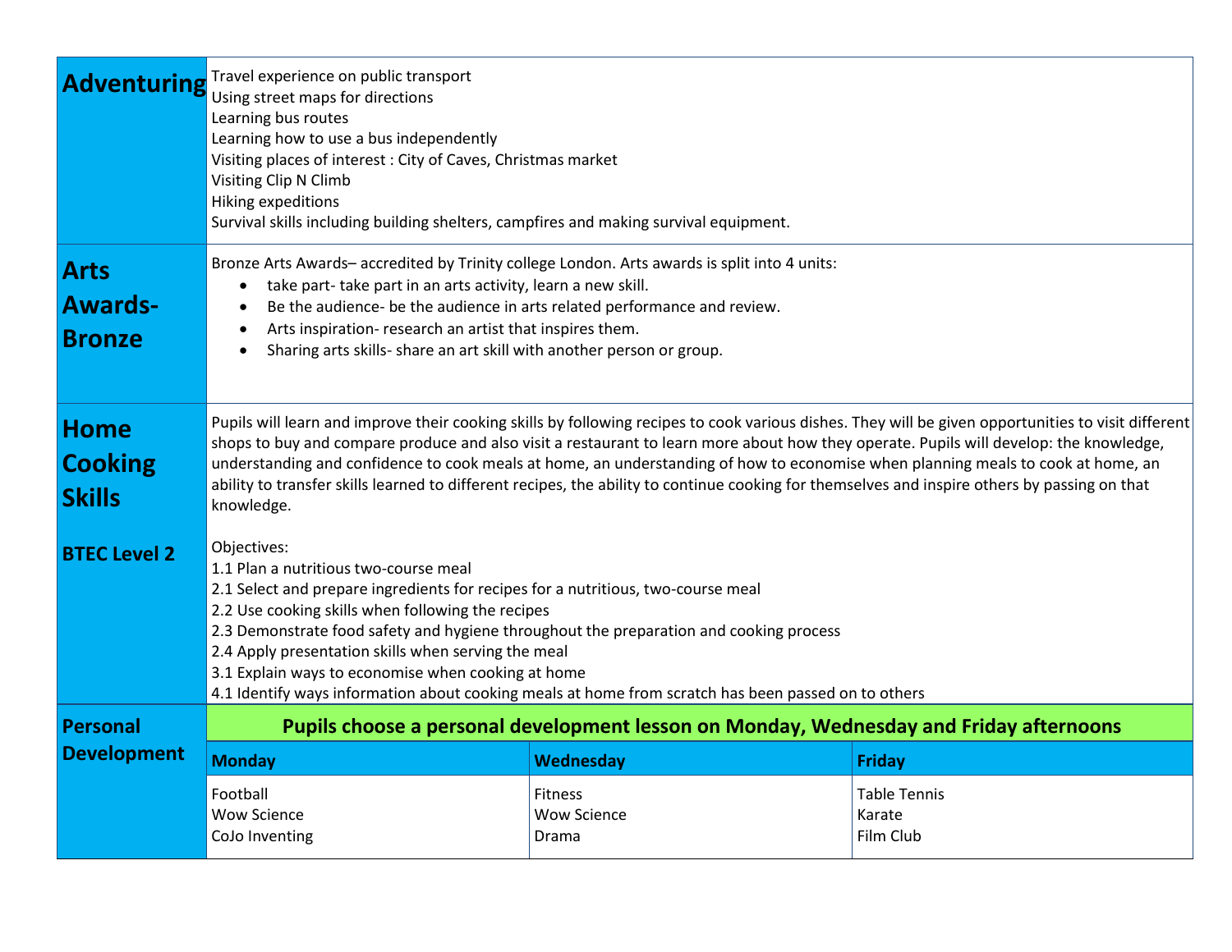| | |
|---|---|
| **Adventuring** | Travel experience on public transport<br>Using street maps for directions<br>Learning bus routes<br>Learning how to use a bus independently<br>Visiting places of interest : City of Caves, Christmas market<br>Visiting Clip N Climb<br>Hiking expeditions<br>Survival skills including building shelters, campfires and making survival equipment. |
| **Arts Awards- Bronze** | Bronze Arts Awards– accredited by Trinity college London. Arts awards is split into 4 units:<br>• take part- take part in an arts activity, learn a new skill.<br>• Be the audience- be the audience in arts related performance and review.<br>• Arts inspiration- research an artist that inspires them.<br>• Sharing arts skills- share an art skill with another person or group. |
| **Home Cooking Skills**<br><br>**BTEC Level 2** | Pupils will learn and improve their cooking skills by following recipes to cook various dishes. They will be given opportunities to visit different shops to buy and compare produce and also visit a restaurant to learn more about how they operate. Pupils will develop: the knowledge, understanding and confidence to cook meals at home, an understanding of how to economise when planning meals to cook at home, an ability to transfer skills learned to different recipes, the ability to continue cooking for themselves and inspire others by passing on that knowledge.<br><br>Objectives:<br>1.1 Plan a nutritious two-course meal<br>2.1 Select and prepare ingredients for recipes for a nutritious, two-course meal<br>2.2 Use cooking skills when following the recipes<br>2.3 Demonstrate food safety and hygiene throughout the preparation and cooking process<br>2.4 Apply presentation skills when serving the meal<br>3.1 Explain ways to economise when cooking at home<br>4.1 Identify ways information about cooking meals at home from scratch has been passed on to others |

**Personal Development**

**Pupils choose a personal development lesson on Monday, Wednesday and Friday afternoons**

| Monday | Wednesday | Friday |
|---|---|---|
| Football<br>Wow Science<br>CoJo Inventing | Fitness<br>Wow Science<br>Drama | Table Tennis<br>Karate<br>Film Club |